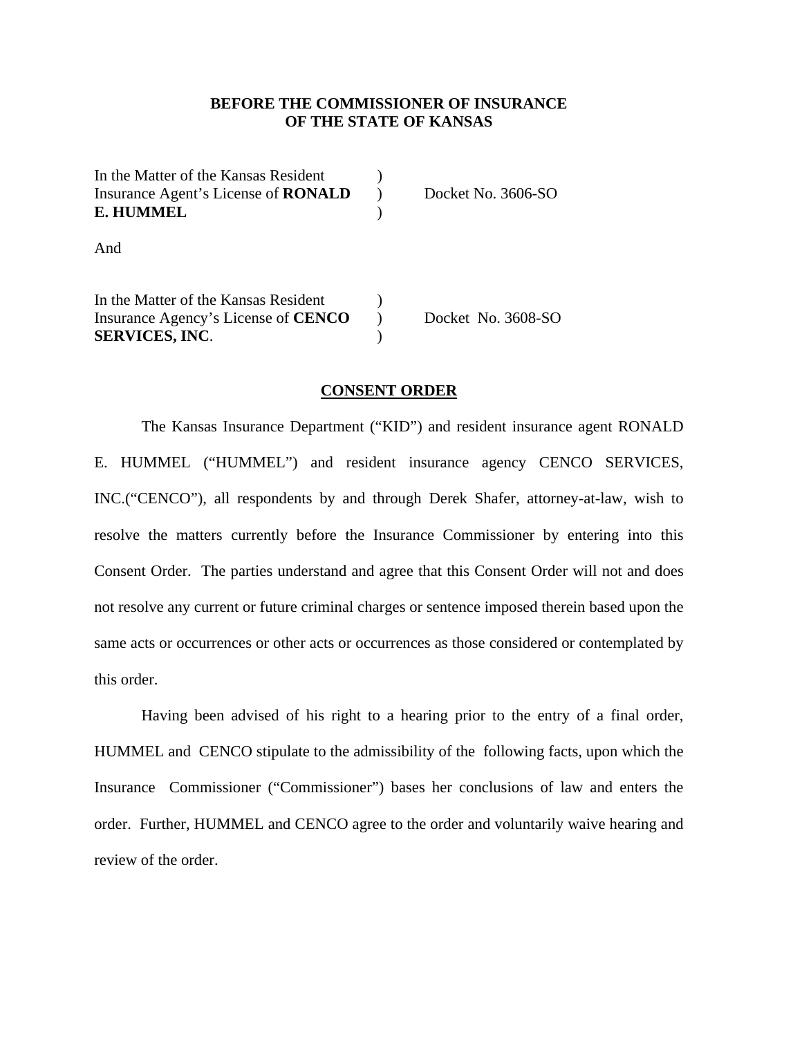**BEFORE THE COMMISSIONER OF INSURANCE**
**OF THE STATE OF KANSAS**

| | | |
|---|---|---|
| In the Matter of the Kansas Resident Insurance Agent's License of **RONALD E. HUMMEL** | ) ) ) | Docket No. 3606-SO |

And

| | | |
|---|---|---|
| In the Matter of the Kansas Resident Insurance Agency's License of **CENCO SERVICES, INC**. | ) ) ) | Docket No. 3608-SO |

**CONSENT ORDER**

The Kansas Insurance Department ("KID") and resident insurance agent RONALD E. HUMMEL ("HUMMEL") and resident insurance agency CENCO SERVICES, INC.("CENCO"), all respondents by and through Derek Shafer, attorney-at-law, wish to resolve the matters currently before the Insurance Commissioner by entering into this Consent Order. The parties understand and agree that this Consent Order will not and does not resolve any current or future criminal charges or sentence imposed therein based upon the same acts or occurrences or other acts or occurrences as those considered or contemplated by this order.

Having been advised of his right to a hearing prior to the entry of a final order, HUMMEL and CENCO stipulate to the admissibility of the following facts, upon which the Insurance Commissioner ("Commissioner") bases her conclusions of law and enters the order. Further, HUMMEL and CENCO agree to the order and voluntarily waive hearing and review of the order.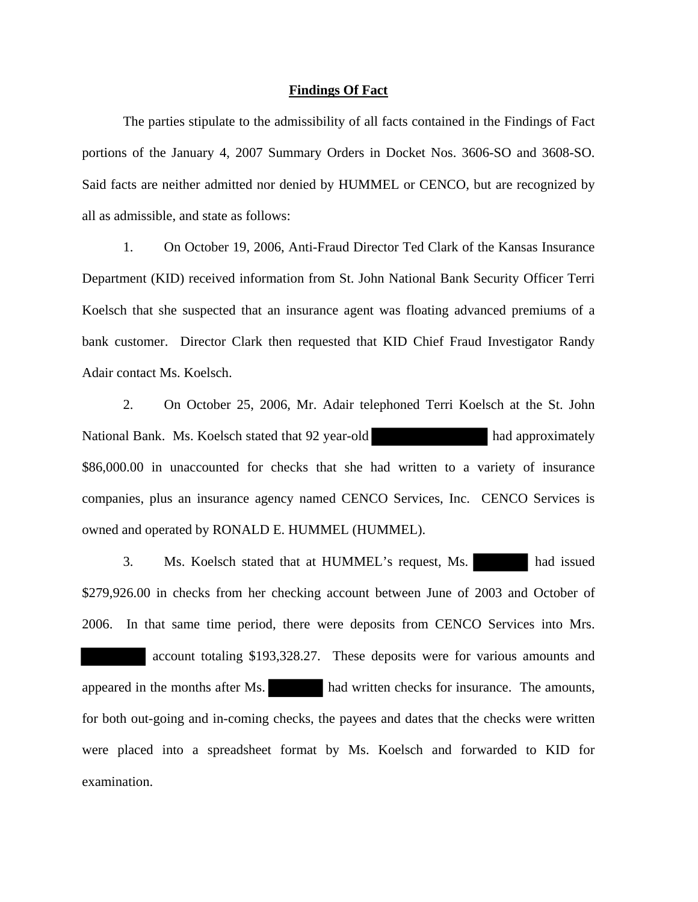**Findings Of Fact**

The parties stipulate to the admissibility of all facts contained in the Findings of Fact portions of the January 4, 2007 Summary Orders in Docket Nos. 3606-SO and 3608-SO. Said facts are neither admitted nor denied by HUMMEL or CENCO, but are recognized by all as admissible, and state as follows:

1. On October 19, 2006, Anti-Fraud Director Ted Clark of the Kansas Insurance Department (KID) received information from St. John National Bank Security Officer Terri Koelsch that she suspected that an insurance agent was floating advanced premiums of a bank customer. Director Clark then requested that KID Chief Fraud Investigator Randy Adair contact Ms. Koelsch.

2. On October 25, 2006, Mr. Adair telephoned Terri Koelsch at the St. John National Bank. Ms. Koelsch stated that 92 year-old ██████████ had approximately $86,000.00 in unaccounted for checks that she had written to a variety of insurance companies, plus an insurance agency named CENCO Services, Inc. CENCO Services is owned and operated by RONALD E. HUMMEL (HUMMEL).

3. Ms. Koelsch stated that at HUMMEL's request, Ms. █████ had issued $279,926.00 in checks from her checking account between June of 2003 and October of 2006. In that same time period, there were deposits from CENCO Services into Mrs. ██████ account totaling $193,328.27. These deposits were for various amounts and appeared in the months after Ms. █████ had written checks for insurance. The amounts, for both out-going and in-coming checks, the payees and dates that the checks were written were placed into a spreadsheet format by Ms. Koelsch and forwarded to KID for examination.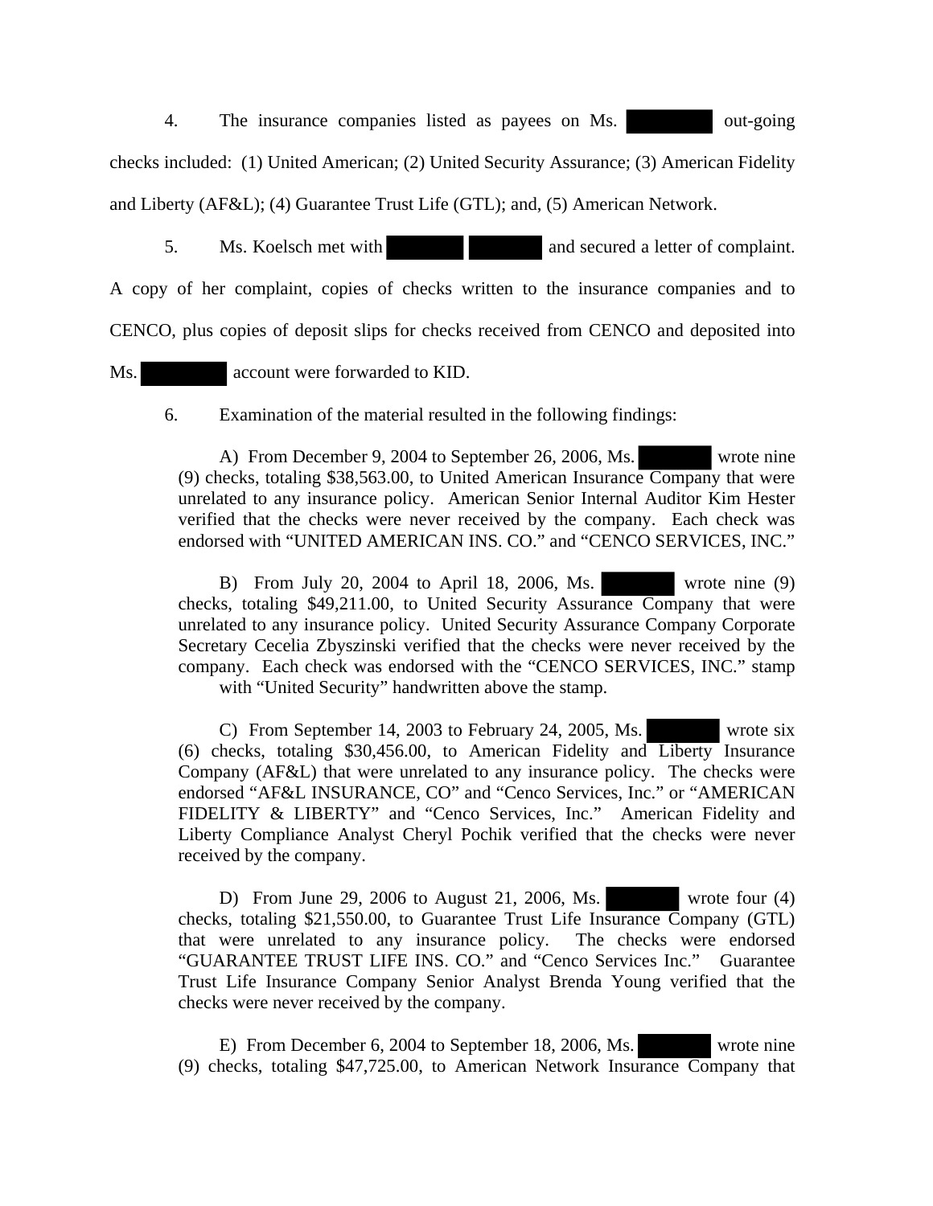4. The insurance companies listed as payees on Ms. [REDACTED] out-going checks included: (1) United American; (2) United Security Assurance; (3) American Fidelity and Liberty (AF&L); (4) Guarantee Trust Life (GTL); and, (5) American Network.

5. Ms. Koelsch met with [REDACTED] [REDACTED] and secured a letter of complaint. A copy of her complaint, copies of checks written to the insurance companies and to CENCO, plus copies of deposit slips for checks received from CENCO and deposited into Ms. [REDACTED] account were forwarded to KID.

6. Examination of the material resulted in the following findings:

> A) From December 9, 2004 to September 26, 2006, Ms. [REDACTED] wrote nine (9) checks, totaling $38,563.00, to United American Insurance Company that were unrelated to any insurance policy. United American Senior Internal Auditor Kim Hester verified that the checks were never received by the company. Each check was endorsed with "UNITED AMERICAN INS. CO." and "CENCO SERVICES, INC."
>
> B) From July 20, 2004 to April 18, 2006, Ms. [REDACTED] wrote nine (9) checks, totaling $49,211.00, to United Security Assurance Company that were unrelated to any insurance policy. United Security Assurance Company Corporate Secretary Cecelia Zbyszinski verified that the checks were never received by the company. Each check was endorsed with the "CENCO SERVICES, INC." stamp with "United Security" handwritten above the stamp.
>
> C) From September 14, 2003 to February 24, 2005, Ms. [REDACTED] wrote six (6) checks, totaling $30,456.00, to American Fidelity and Liberty Insurance Company (AF&L) that were unrelated to any insurance policy. The checks were endorsed "AF&L INSURANCE, CO" and "Cenco Services, Inc." or "AMERICAN FIDELITY & LIBERTY" and "Cenco Services, Inc." American Fidelity and Liberty Compliance Analyst Cheryl Pochik verified that the checks were never received by the company.
>
> D) From June 29, 2006 to August 21, 2006, Ms. [REDACTED] wrote four (4) checks, totaling $21,550.00, to Guarantee Trust Life Insurance Company (GTL) that were unrelated to any insurance policy. The checks were endorsed "GUARANTEE TRUST LIFE INS. CO." and "Cenco Services Inc." Guarantee Trust Life Insurance Company Senior Analyst Brenda Young verified that the checks were never received by the company.
>
> E) From December 6, 2004 to September 18, 2006, Ms. [REDACTED] wrote nine (9) checks, totaling $47,725.00, to American Network Insurance Company that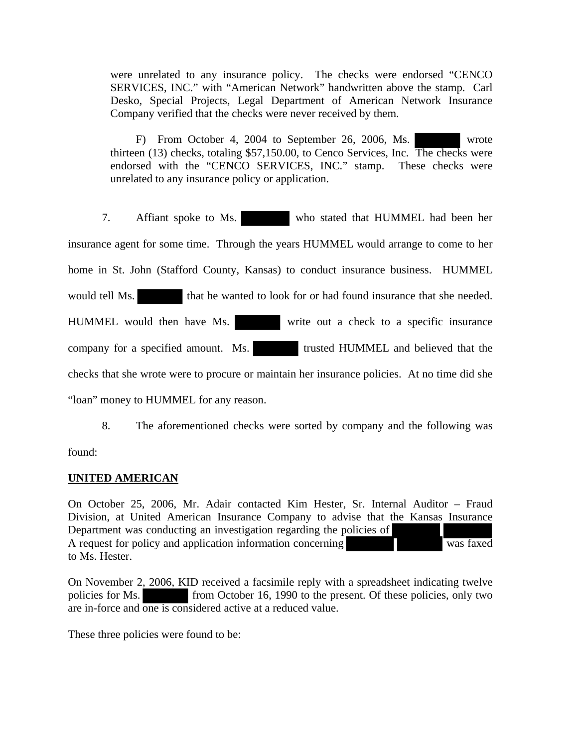were unrelated to any insurance policy. The checks were endorsed "CENCO SERVICES, INC." with "American Network" handwritten above the stamp. Carl Desko, Special Projects, Legal Department of American Network Insurance Company verified that the checks were never received by them.

F) From October 4, 2004 to September 26, 2006, Ms. ██████ wrote thirteen (13) checks, totaling $57,150.00, to Cenco Services, Inc. The checks were endorsed with the "CENCO SERVICES, INC." stamp. These checks were unrelated to any insurance policy or application.

7. Affiant spoke to Ms. ██████ who stated that HUMMEL had been her insurance agent for some time. Through the years HUMMEL would arrange to come to her home in St. John (Stafford County, Kansas) to conduct insurance business. HUMMEL would tell Ms. ██████ that he wanted to look for or had found insurance that she needed. HUMMEL would then have Ms. ██████ write out a check to a specific insurance company for a specified amount. Ms. ██████ trusted HUMMEL and believed that the checks that she wrote were to procure or maintain her insurance policies. At no time did she "loan" money to HUMMEL for any reason.

8. The aforementioned checks were sorted by company and the following was found:

**UNITED AMERICAN**

On October 25, 2006, Mr. Adair contacted Kim Hester, Sr. Internal Auditor – Fraud Division, at United American Insurance Company to advise that the Kansas Insurance Department was conducting an investigation regarding the policies of ██████ ██████. A request for policy and application information concerning ██████ ██████ was faxed to Ms. Hester.

On November 2, 2006, KID received a facsimile reply with a spreadsheet indicating twelve policies for Ms. ██████ from October 16, 1990 to the present. Of these policies, only two are in-force and one is considered active at a reduced value.

These three policies were found to be: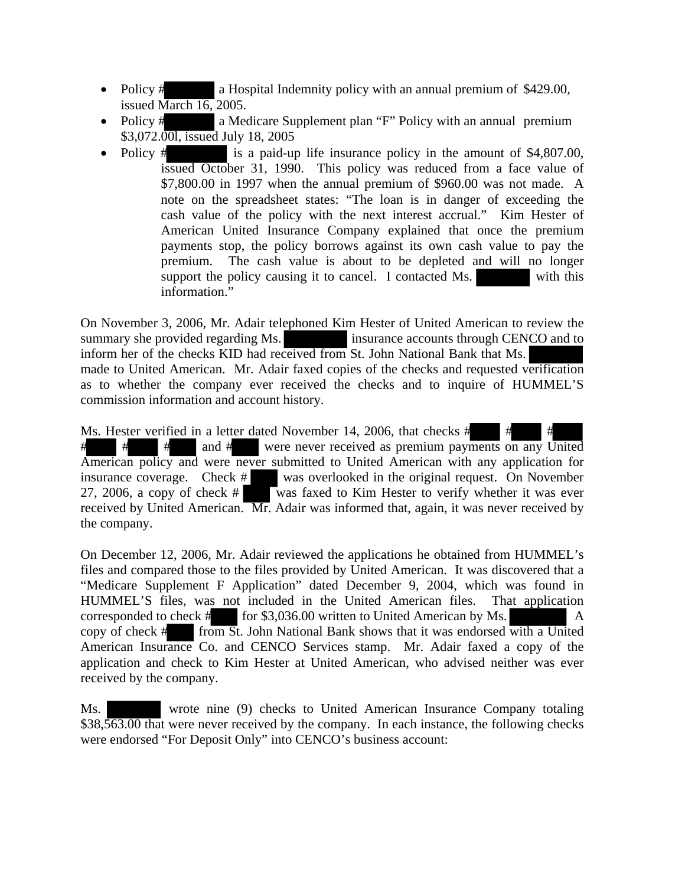- Policy # a Hospital Indemnity policy with an annual premium of $429.00, issued March 16, 2005.
- Policy # a Medicare Supplement plan "F" Policy with an annual premium $3,072.00l, issued July 18, 2005
- Policy # is a paid-up life insurance policy in the amount of $4,807.00, issued October 31, 1990. This policy was reduced from a face value of $7,800.00 in 1997 when the annual premium of $960.00 was not made. A note on the spreadsheet states: "The loan is in danger of exceeding the cash value of the policy with the next interest accrual." Kim Hester of American United Insurance Company explained that once the premium payments stop, the policy borrows against its own cash value to pay the premium. The cash value is about to be depleted and will no longer support the policy causing it to cancel. I contacted Ms. with this information."

On November 3, 2006, Mr. Adair telephoned Kim Hester of United American to review the summary she provided regarding Ms. insurance accounts through CENCO and to inform her of the checks KID had received from St. John National Bank that Ms. made to United American. Mr. Adair faxed copies of the checks and requested verification as to whether the company ever received the checks and to inquire of HUMMEL'S commission information and account history.

Ms. Hester verified in a letter dated November 14, 2006, that checks # # # # # # and # were never received as premium payments on any United American policy and were never submitted to United American with any application for insurance coverage. Check # was overlooked in the original request. On November 27, 2006, a copy of check # was faxed to Kim Hester to verify whether it was ever received by United American. Mr. Adair was informed that, again, it was never received by the company.

On December 12, 2006, Mr. Adair reviewed the applications he obtained from HUMMEL's files and compared those to the files provided by United American. It was discovered that a "Medicare Supplement F Application" dated December 9, 2004, which was found in HUMMEL'S files, was not included in the United American files. That application corresponded to check # for $3,036.00 written to United American by Ms. A copy of check # from St. John National Bank shows that it was endorsed with a United American Insurance Co. and CENCO Services stamp. Mr. Adair faxed a copy of the application and check to Kim Hester at United American, who advised neither was ever received by the company.

Ms. wrote nine (9) checks to United American Insurance Company totaling $38,563.00 that were never received by the company. In each instance, the following checks were endorsed "For Deposit Only" into CENCO's business account: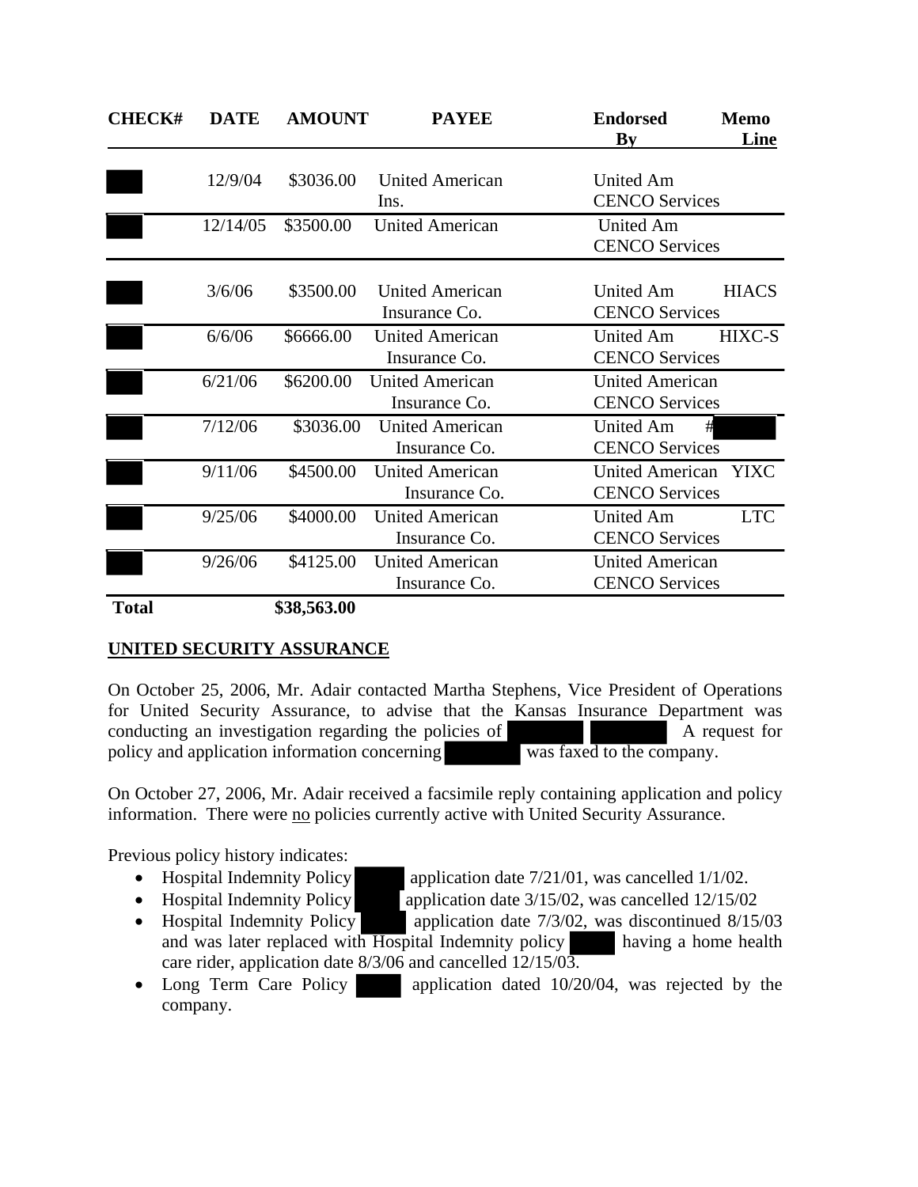| CHECK# | DATE | AMOUNT | PAYEE | Endorsed By | Memo Line |
|---|---|---|---|---|---|
| | 12/9/04 | $3036.00 | United American Ins. | United Am CENCO Services | |
| | 12/14/05 | $3500.00 | United American | United Am CENCO Services | |
| | 3/6/06 | $3500.00 | United American Insurance Co. | United Am CENCO Services | HIACS |
| | 6/6/06 | $6666.00 | United American Insurance Co. | United Am CENCO Services | HIXC-S |
| | 6/21/06 | $6200.00 | United American Insurance Co. | United American CENCO Services | |
| | 7/12/06 | $3036.00 | United American Insurance Co. | United Am CENCO Services | # |
| | 9/11/06 | $4500.00 | United American Insurance Co. | United American CENCO Services | YIXC |
| | 9/25/06 | $4000.00 | United American Insurance Co. | United Am CENCO Services | LTC |
| | 9/26/06 | $4125.00 | United American Insurance Co. | United American CENCO Services | |
| **Total** | | **$38,563.00** | | | |

**UNITED SECURITY ASSURANCE**

On October 25, 2006, Mr. Adair contacted Martha Stephens, Vice President of Operations for United Security Assurance, to advise that the Kansas Insurance Department was conducting an investigation regarding the policies of A request for policy and application information concerning was faxed to the company.

On October 27, 2006, Mr. Adair received a facsimile reply containing application and policy information. There were no policies currently active with United Security Assurance.

Previous policy history indicates:

- Hospital Indemnity Policy application date 7/21/01, was cancelled 1/1/02.
- Hospital Indemnity Policy application date 3/15/02, was cancelled 12/15/02
- Hospital Indemnity Policy application date 7/3/02, was discontinued 8/15/03 and was later replaced with Hospital Indemnity policy having a home health care rider, application date 8/3/06 and cancelled 12/15/03.
- Long Term Care Policy application dated 10/20/04, was rejected by the company.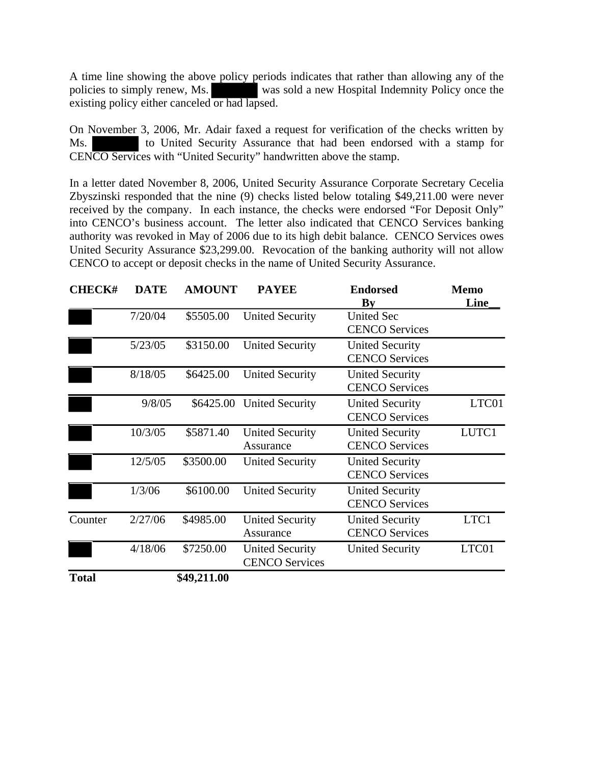A time line showing the above policy periods indicates that rather than allowing any of the policies to simply renew, Ms. ██████ was sold a new Hospital Indemnity Policy once the existing policy either canceled or had lapsed.

On November 3, 2006, Mr. Adair faxed a request for verification of the checks written by Ms. ██████ to United Security Assurance that had been endorsed with a stamp for CENCO Services with "United Security" handwritten above the stamp.

In a letter dated November 8, 2006, United Security Assurance Corporate Secretary Cecelia Zbyszinski responded that the nine (9) checks listed below totaling $49,211.00 were never received by the company. In each instance, the checks were endorsed "For Deposit Only" into CENCO's business account. The letter also indicated that CENCO Services banking authority was revoked in May of 2006 due to its high debit balance. CENCO Services owes United Security Assurance $23,299.00. Revocation of the banking authority will not allow CENCO to accept or deposit checks in the name of United Security Assurance.

| CHECK# | DATE | AMOUNT | PAYEE | Endorsed By | Memo Line |
|---|---|---|---|---|---|
| ██ | 7/20/04 | $5505.00 | United Security | United Sec CENCO Services | |
| ██ | 5/23/05 | $3150.00 | United Security | United Security CENCO Services | |
| ██ | 8/18/05 | $6425.00 | United Security | United Security CENCO Services | |
| ██ | 9/8/05 | $6425.00 | United Security | United Security CENCO Services | LTC01 |
| ██ | 10/3/05 | $5871.40 | United Security Assurance | United Security CENCO Services | LUTC1 |
| ██ | 12/5/05 | $3500.00 | United Security | United Security CENCO Services | |
| ██ | 1/3/06 | $6100.00 | United Security | United Security CENCO Services | |
| Counter | 2/27/06 | $4985.00 | United Security Assurance | United Security CENCO Services | LTC1 |
| ██ | 4/18/06 | $7250.00 | United Security CENCO Services | United Security | LTC01 |
| **Total** | | **$49,211.00** | | | |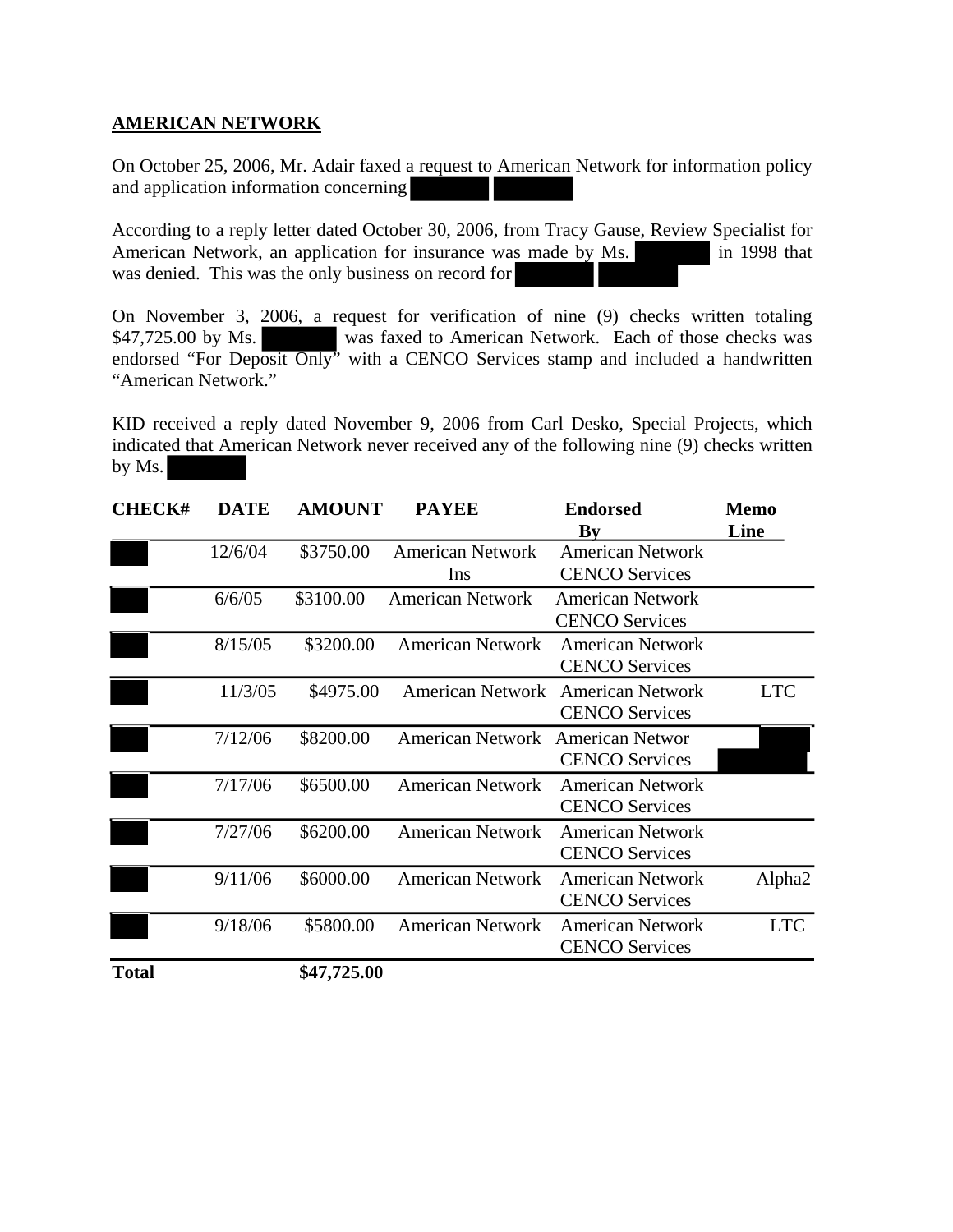**AMERICAN NETWORK**

On October 25, 2006, Mr. Adair faxed a request to American Network for information policy and application information concerning

According to a reply letter dated October 30, 2006, from Tracy Gause, Review Specialist for American Network, an application for insurance was made by Ms. in 1998 that was denied. This was the only business on record for

On November 3, 2006, a request for verification of nine (9) checks written totaling $47,725.00 by Ms. was faxed to American Network. Each of those checks was endorsed "For Deposit Only" with a CENCO Services stamp and included a handwritten "American Network."

KID received a reply dated November 9, 2006 from Carl Desko, Special Projects, which indicated that American Network never received any of the following nine (9) checks written by Ms.

| **CHECK#** | **DATE** | **AMOUNT** | **PAYEE** | **Endorsed By** | **Memo Line** |
|---|---|---|---|---|---|
| | 12/6/04 | $3750.00 | American Network Ins | American Network CENCO Services | |
| | 6/6/05 | $3100.00 | American Network | American Network CENCO Services | |
| | 8/15/05 | $3200.00 | American Network | American Network CENCO Services | |
| | 11/3/05 | $4975.00 | American Network | American Network CENCO Services | LTC |
| | 7/12/06 | $8200.00 | American Network | American Networ CENCO Services | |
| | 7/17/06 | $6500.00 | American Network | American Network CENCO Services | |
| | 7/27/06 | $6200.00 | American Network | American Network CENCO Services | |
| | 9/11/06 | $6000.00 | American Network | American Network CENCO Services | Alpha2 |
| | 9/18/06 | $5800.00 | American Network | American Network CENCO Services | LTC |
| **Total** | | **$47,725.00** | | | |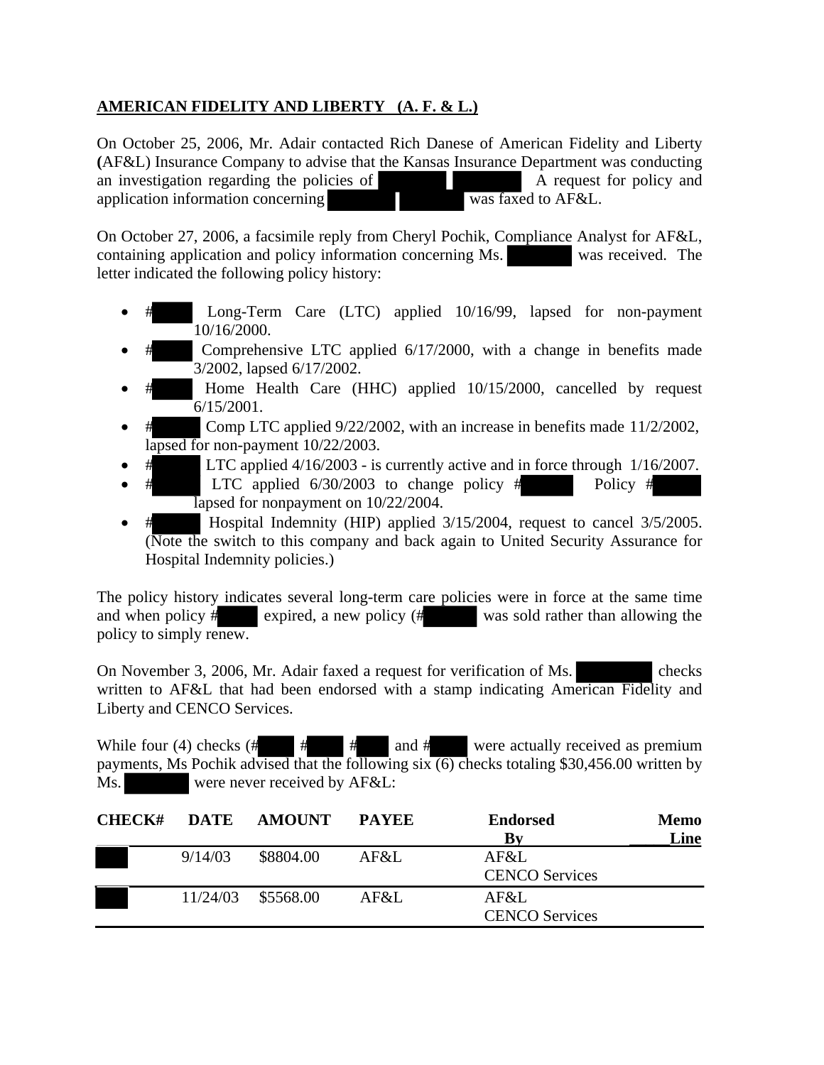**AMERICAN FIDELITY AND LIBERTY (A. F. & L.)**

On October 25, 2006, Mr. Adair contacted Rich Danese of American Fidelity and Liberty (AF&L) Insurance Company to advise that the Kansas Insurance Department was conducting an investigation regarding the policies of [redacted]. A request for policy and application information concerning [redacted] was faxed to AF&L.

On October 27, 2006, a facsimile reply from Cheryl Pochik, Compliance Analyst for AF&L, containing application and policy information concerning Ms. [redacted] was received. The letter indicated the following policy history:

- # [redacted] Long-Term Care (LTC) applied 10/16/99, lapsed for non-payment 10/16/2000.
- # [redacted] Comprehensive LTC applied 6/17/2000, with a change in benefits made 3/2002, lapsed 6/17/2002.
- # [redacted] Home Health Care (HHC) applied 10/15/2000, cancelled by request 6/15/2001.
- # [redacted] Comp LTC applied 9/22/2002, with an increase in benefits made 11/2/2002, lapsed for non-payment 10/22/2003.
- # [redacted] LTC applied 4/16/2003 - is currently active and in force through 1/16/2007.
- # [redacted] LTC applied 6/30/2003 to change policy # [redacted] Policy # [redacted] lapsed for nonpayment on 10/22/2004.
- # [redacted] Hospital Indemnity (HIP) applied 3/15/2004, request to cancel 3/5/2005. (Note the switch to this company and back again to United Security Assurance for Hospital Indemnity policies.)

The policy history indicates several long-term care policies were in force at the same time and when policy # [redacted] expired, a new policy (# [redacted] was sold rather than allowing the policy to simply renew.

On November 3, 2006, Mr. Adair faxed a request for verification of Ms. [redacted] checks written to AF&L that had been endorsed with a stamp indicating American Fidelity and Liberty and CENCO Services.

While four (4) checks (# [redacted] # [redacted] # [redacted] and # [redacted] were actually received as premium payments, Ms Pochik advised that the following six (6) checks totaling $30,456.00 written by Ms. [redacted] were never received by AF&L:

| CHECK# | DATE | AMOUNT | PAYEE | Endorsed By | Memo Line |
|---|---|---|---|---|---|
| [redacted] | 9/14/03 | $8804.00 | AF&L | AF&L CENCO Services | |
| [redacted] | 11/24/03 | $5568.00 | AF&L | AF&L CENCO Services | |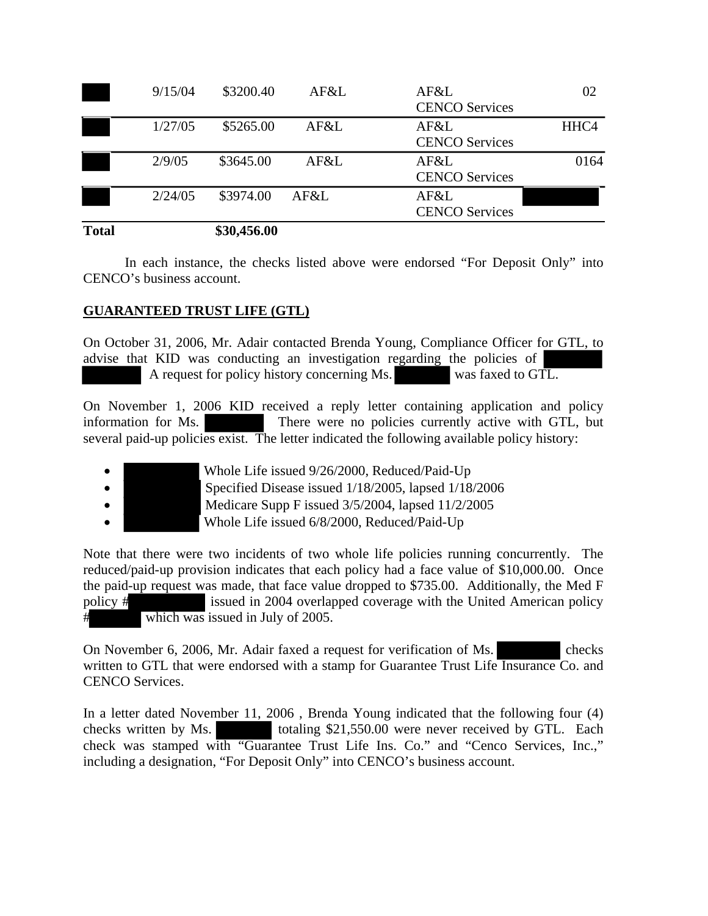| | | | | | |
|---|---|---|---|---|---|
| | 9/15/04 | $3200.40 | AF&L | AF&L CENCO Services | 02 |
| | 1/27/05 | $5265.00 | AF&L | AF&L CENCO Services | HHC4 |
| | 2/9/05 | $3645.00 | AF&L | AF&L CENCO Services | 0164 |
| | 2/24/05 | $3974.00 | AF&L | AF&L CENCO Services | |
| **Total** | | **$30,456.00** | | | |

In each instance, the checks listed above were endorsed "For Deposit Only" into CENCO's business account.

**GUARANTEED TRUST LIFE (GTL)**

On October 31, 2006, Mr. Adair contacted Brenda Young, Compliance Officer for GTL, to advise that KID was conducting an investigation regarding the policies of . A request for policy history concerning Ms. was faxed to GTL.

On November 1, 2006 KID received a reply letter containing application and policy information for Ms. There were no policies currently active with GTL, but several paid-up policies exist. The letter indicated the following available policy history:

- Whole Life issued 9/26/2000, Reduced/Paid-Up
- Specified Disease issued 1/18/2005, lapsed 1/18/2006
- Medicare Supp F issued 3/5/2004, lapsed 11/2/2005
- Whole Life issued 6/8/2000, Reduced/Paid-Up

Note that there were two incidents of two whole life policies running concurrently. The reduced/paid-up provision indicates that each policy had a face value of $10,000.00. Once the paid-up request was made, that face value dropped to $735.00. Additionally, the Med F policy # issued in 2004 overlapped coverage with the United American policy # which was issued in July of 2005.

On November 6, 2006, Mr. Adair faxed a request for verification of Ms. checks written to GTL that were endorsed with a stamp for Guarantee Trust Life Insurance Co. and CENCO Services.

In a letter dated November 11, 2006 , Brenda Young indicated that the following four (4) checks written by Ms. totaling $21,550.00 were never received by GTL. Each check was stamped with "Guarantee Trust Life Ins. Co." and "Cenco Services, Inc.," including a designation, "For Deposit Only" into CENCO's business account.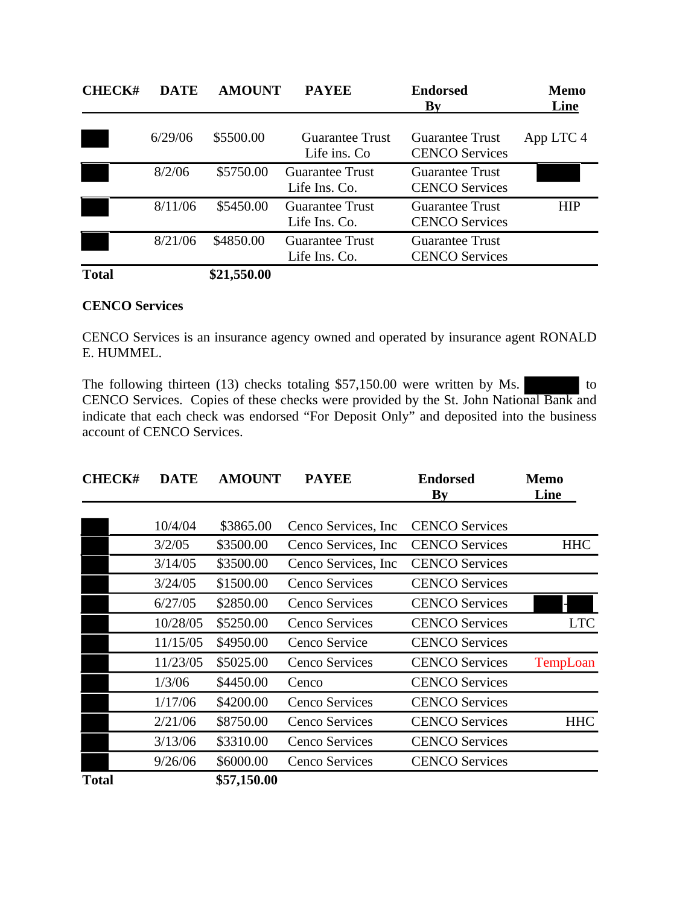| CHECK# | DATE | AMOUNT | PAYEE | Endorsed By | Memo Line |
|---|---|---|---|---|---|
| | 6/29/06 | $5500.00 | Guarantee Trust Life ins. Co | Guarantee Trust CENCO Services | App LTC 4 |
| | 8/2/06 | $5750.00 | Guarantee Trust Life Ins. Co. | Guarantee Trust CENCO Services | |
| | 8/11/06 | $5450.00 | Guarantee Trust Life Ins. Co. | Guarantee Trust CENCO Services | HIP |
| | 8/21/06 | $4850.00 | Guarantee Trust Life Ins. Co. | Guarantee Trust CENCO Services | |
| **Total** | | **$21,550.00** | | | |

**CENCO Services**

CENCO Services is an insurance agency owned and operated by insurance agent RONALD E. HUMMEL.

The following thirteen (13) checks totaling $57,150.00 were written by Ms. to CENCO Services. Copies of these checks were provided by the St. John National Bank and indicate that each check was endorsed "For Deposit Only" and deposited into the business account of CENCO Services.

| CHECK# | DATE | AMOUNT | PAYEE | Endorsed By | Memo Line |
|---|---|---|---|---|---|
| | 10/4/04 | $3865.00 | Cenco Services, Inc | CENCO Services | |
| | 3/2/05 | $3500.00 | Cenco Services, Inc | CENCO Services | HHC |
| | 3/14/05 | $3500.00 | Cenco Services, Inc | CENCO Services | |
| | 3/24/05 | $1500.00 | Cenco Services | CENCO Services | |
| | 6/27/05 | $2850.00 | Cenco Services | CENCO Services | - |
| | 10/28/05 | $5250.00 | Cenco Services | CENCO Services | LTC |
| | 11/15/05 | $4950.00 | Cenco Service | CENCO Services | |
| | 11/23/05 | $5025.00 | Cenco Services | CENCO Services | TempLoan |
| | 1/3/06 | $4450.00 | Cenco | CENCO Services | |
| | 1/17/06 | $4200.00 | Cenco Services | CENCO Services | |
| | 2/21/06 | $8750.00 | Cenco Services | CENCO Services | HHC |
| | 3/13/06 | $3310.00 | Cenco Services | CENCO Services | |
| | 9/26/06 | $6000.00 | Cenco Services | CENCO Services | |
| **Total** | | **$57,150.00** | | | |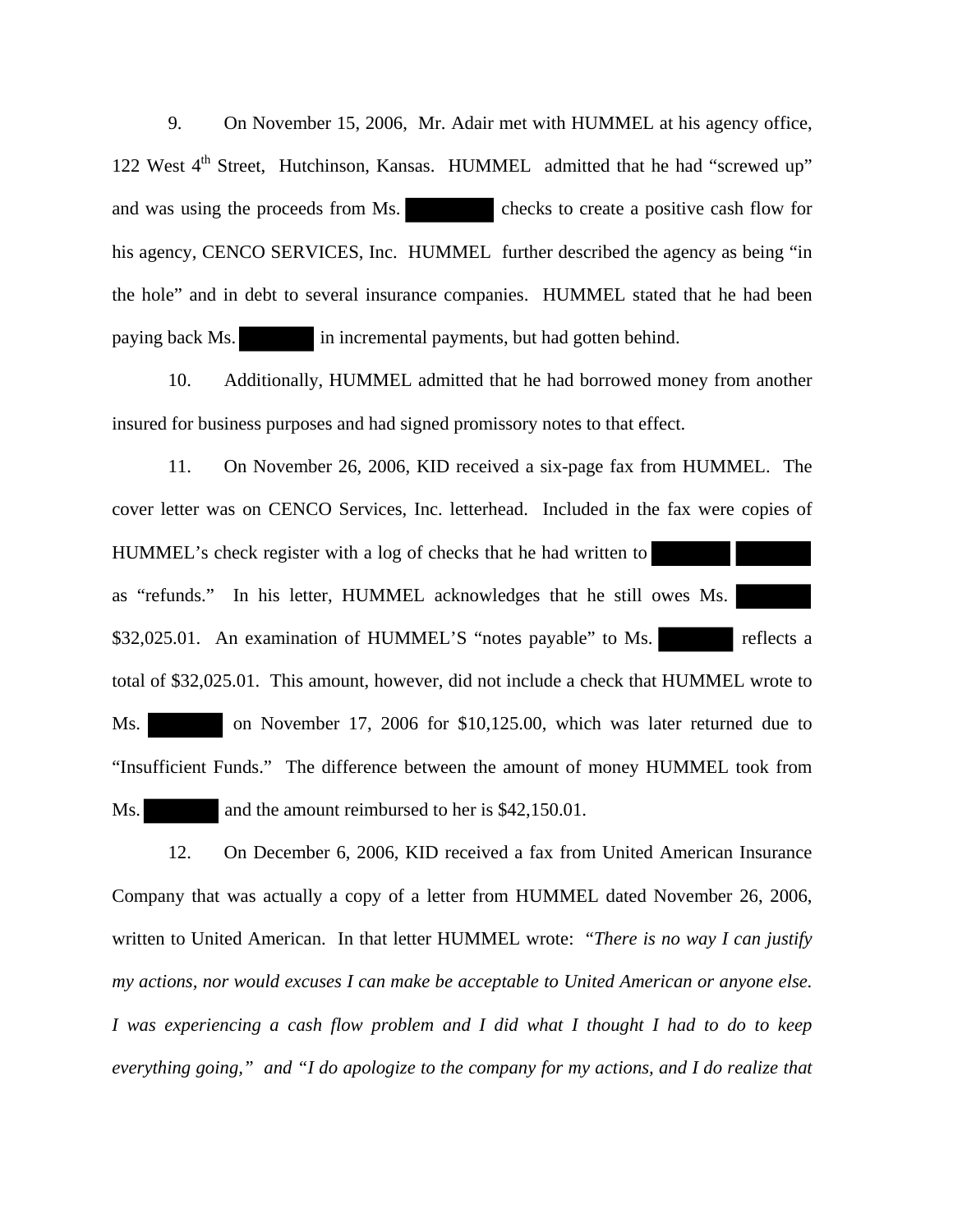9. On November 15, 2006, Mr. Adair met with HUMMEL at his agency office, 122 West 4th Street, Hutchinson, Kansas. HUMMEL admitted that he had "screwed up" and was using the proceeds from Ms. ██████ checks to create a positive cash flow for his agency, CENCO SERVICES, Inc. HUMMEL further described the agency as being "in the hole" and in debt to several insurance companies. HUMMEL stated that he had been paying back Ms. ██████ in incremental payments, but had gotten behind.

10. Additionally, HUMMEL admitted that he had borrowed money from another insured for business purposes and had signed promissory notes to that effect.

11. On November 26, 2006, KID received a six-page fax from HUMMEL. The cover letter was on CENCO Services, Inc. letterhead. Included in the fax were copies of HUMMEL's check register with a log of checks that he had written to ██████ ██████ as "refunds." In his letter, HUMMEL acknowledges that he still owes Ms. ██████ $32,025.01. An examination of HUMMEL'S "notes payable" to Ms. ██████ reflects a total of $32,025.01. This amount, however, did not include a check that HUMMEL wrote to Ms. ██████ on November 17, 2006 for $10,125.00, which was later returned due to "Insufficient Funds." The difference between the amount of money HUMMEL took from Ms. ██████ and the amount reimbursed to her is $42,150.01.

12. On December 6, 2006, KID received a fax from United American Insurance Company that was actually a copy of a letter from HUMMEL dated November 26, 2006, written to United American. In that letter HUMMEL wrote: "*There is no way I can justify my actions, nor would excuses I can make be acceptable to United American or anyone else. I was experiencing a cash flow problem and I did what I thought I had to do to keep everything going,*" and "*I do apologize to the company for my actions, and I do realize that*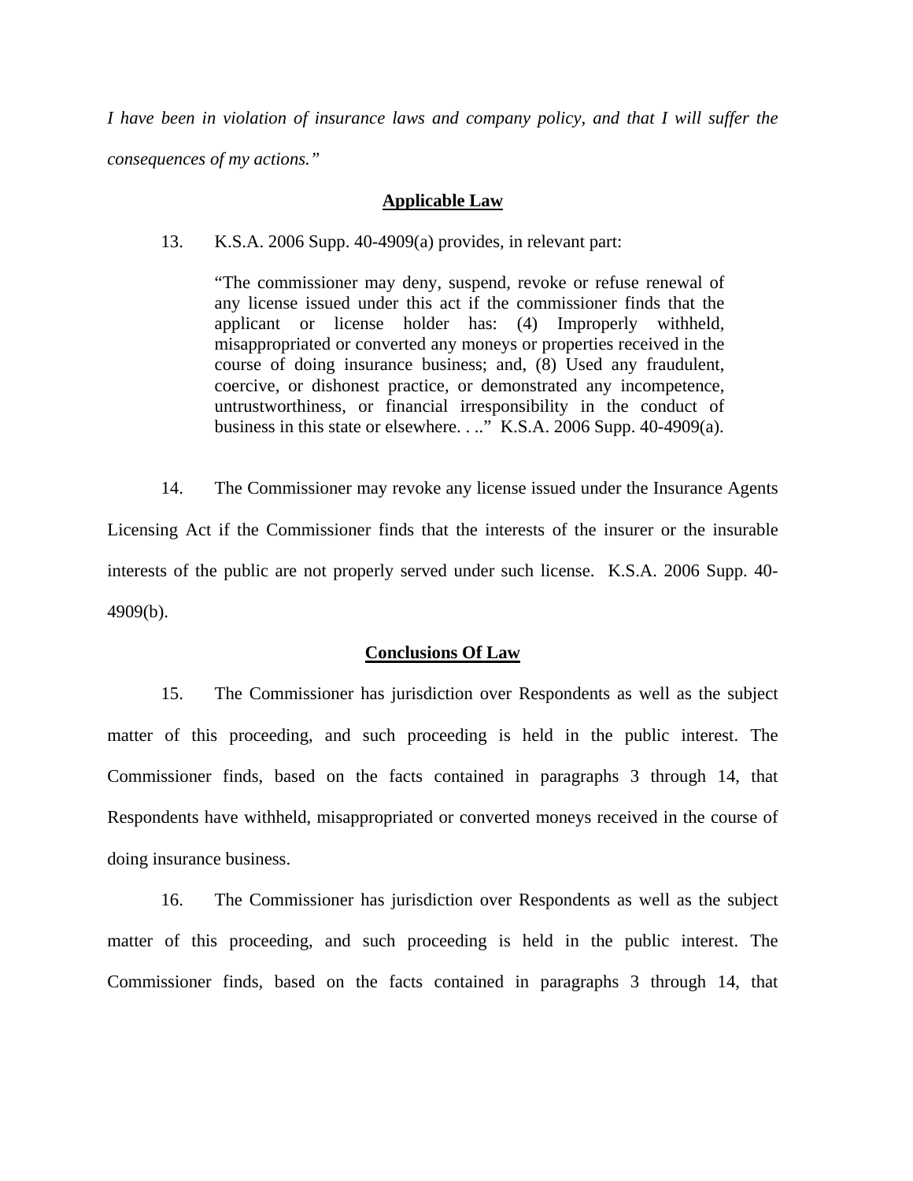*I have been in violation of insurance laws and company policy, and that I will suffer the consequences of my actions."*

## Applicable Law

13. K.S.A. 2006 Supp. 40-4909(a) provides, in relevant part:

> "The commissioner may deny, suspend, revoke or refuse renewal of any license issued under this act if the commissioner finds that the applicant or license holder has: (4) Improperly withheld, misappropriated or converted any moneys or properties received in the course of doing insurance business; and, (8) Used any fraudulent, coercive, or dishonest practice, or demonstrated any incompetence, untrustworthiness, or financial irresponsibility in the conduct of business in this state or elsewhere. . .." K.S.A. 2006 Supp. 40-4909(a).

14. The Commissioner may revoke any license issued under the Insurance Agents Licensing Act if the Commissioner finds that the interests of the insurer or the insurable interests of the public are not properly served under such license. K.S.A. 2006 Supp. 40-4909(b).

## Conclusions Of Law

15. The Commissioner has jurisdiction over Respondents as well as the subject matter of this proceeding, and such proceeding is held in the public interest. The Commissioner finds, based on the facts contained in paragraphs 3 through 14, that Respondents have withheld, misappropriated or converted moneys received in the course of doing insurance business.

16. The Commissioner has jurisdiction over Respondents as well as the subject matter of this proceeding, and such proceeding is held in the public interest. The Commissioner finds, based on the facts contained in paragraphs 3 through 14, that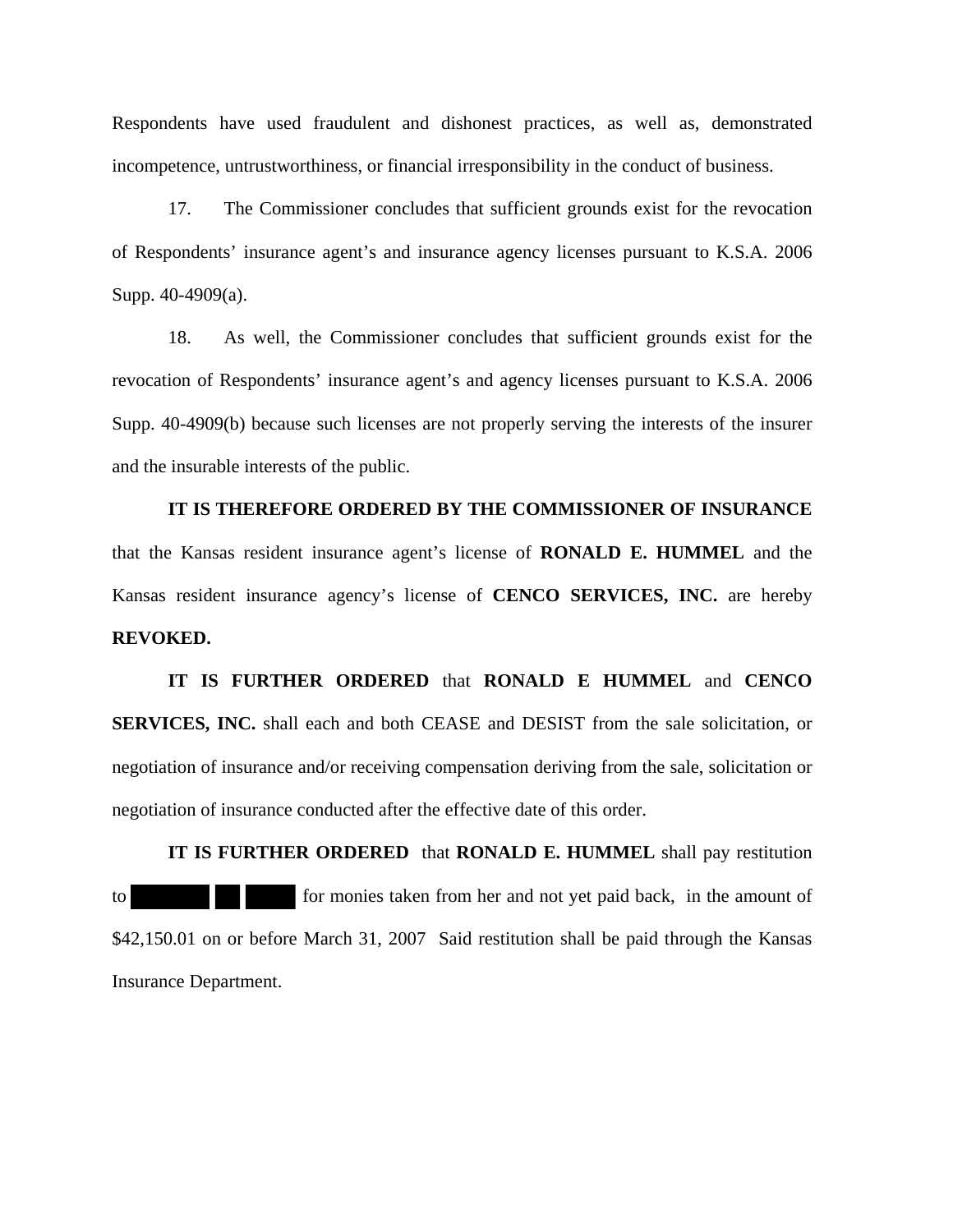Respondents have used fraudulent and dishonest practices, as well as, demonstrated incompetence, untrustworthiness, or financial irresponsibility in the conduct of business.

17. The Commissioner concludes that sufficient grounds exist for the revocation of Respondents' insurance agent's and insurance agency licenses pursuant to K.S.A. 2006 Supp. 40-4909(a).

18. As well, the Commissioner concludes that sufficient grounds exist for the revocation of Respondents' insurance agent's and agency licenses pursuant to K.S.A. 2006 Supp. 40-4909(b) because such licenses are not properly serving the interests of the insurer and the insurable interests of the public.

**IT IS THEREFORE ORDERED BY THE COMMISSIONER OF INSURANCE** that the Kansas resident insurance agent's license of **RONALD E. HUMMEL** and the Kansas resident insurance agency's license of **CENCO SERVICES, INC.** are hereby **REVOKED.**

**IT IS FURTHER ORDERED** that **RONALD E HUMMEL** and **CENCO SERVICES, INC.** shall each and both CEASE and DESIST from the sale solicitation, or negotiation of insurance and/or receiving compensation deriving from the sale, solicitation or negotiation of insurance conducted after the effective date of this order.

**IT IS FURTHER ORDERED** that **RONALD E. HUMMEL** shall pay restitution to [REDACTED] for monies taken from her and not yet paid back, in the amount of $42,150.01 on or before March 31, 2007 Said restitution shall be paid through the Kansas Insurance Department.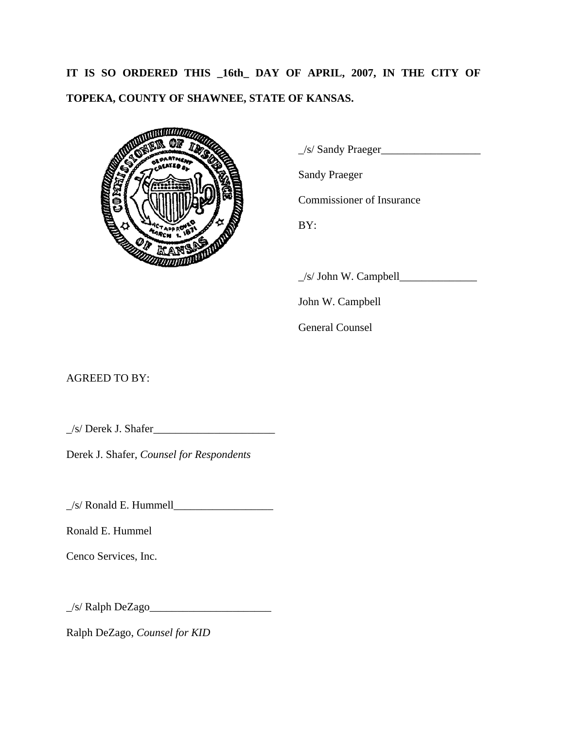**IT IS SO ORDERED THIS _16th_ DAY OF APRIL, 2007, IN THE CITY OF TOPEKA, COUNTY OF SHAWNEE, STATE OF KANSAS.**

_/s/ Sandy Praeger__________________

Sandy Praeger

Commissioner of Insurance

BY:

_/s/ John W. Campbell______________

John W. Campbell

General Counsel

AGREED TO BY:

_/s/ Derek J. Shafer______________________

Derek J. Shafer, *Counsel for Respondents*

_/s/ Ronald E. Hummell__________________

Ronald E. Hummel

Cenco Services, Inc.

_/s/ Ralph DeZago______________________

Ralph DeZago, *Counsel for KID*